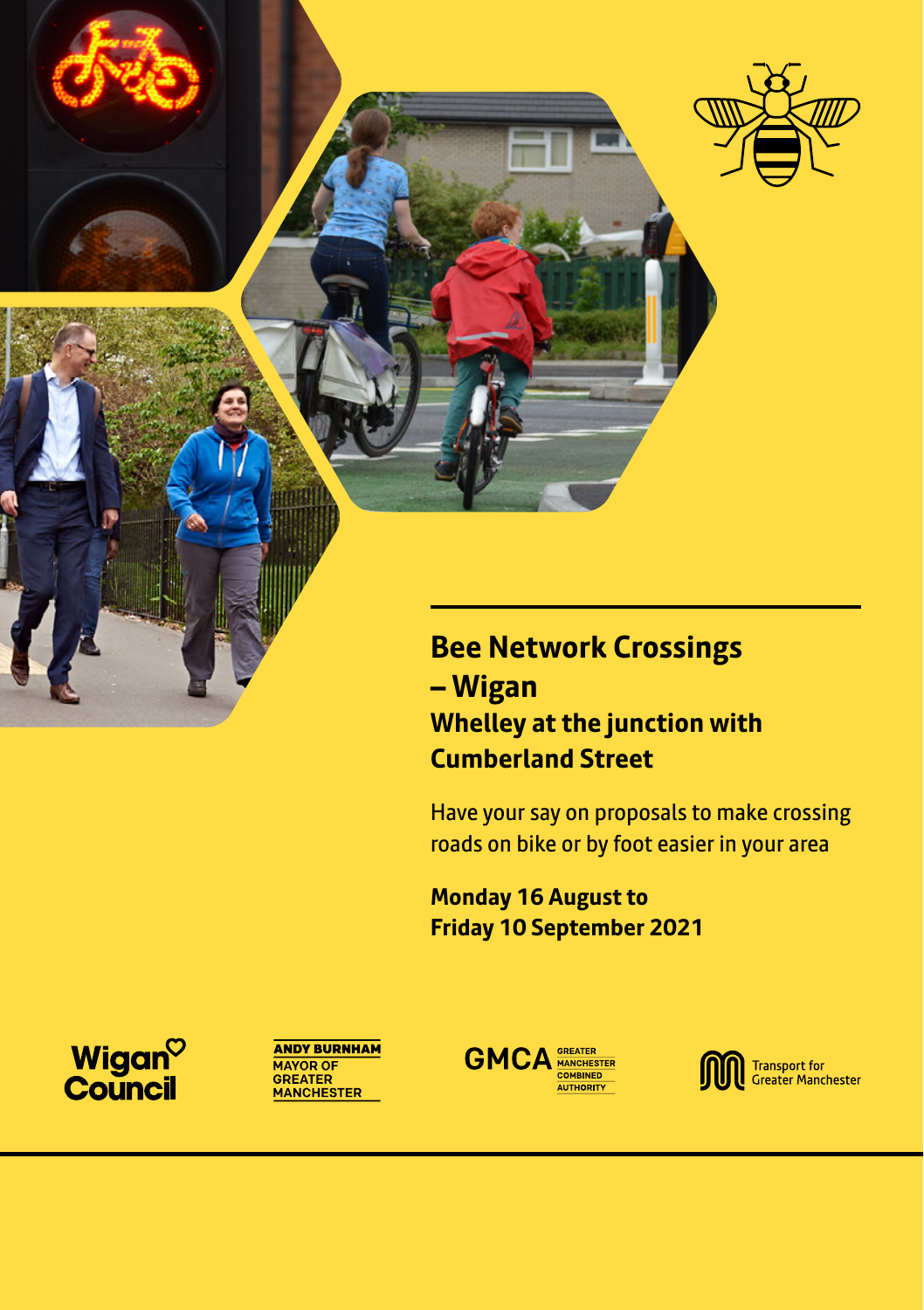# Bee Network Crossings – Wigan

## Whelley at the junction with Cumberland Street

Have your say on proposals to make crossing roads on bike or by foot easier in your area

**Monday 16 August to Friday 10 September 2021**

Wigan Council

ANDY BURNHAM MAYOR OF GREATER MANCHESTER

GMCA GREATER MANCHESTER COMBINED AUTHORITY

Transport for Greater Manchester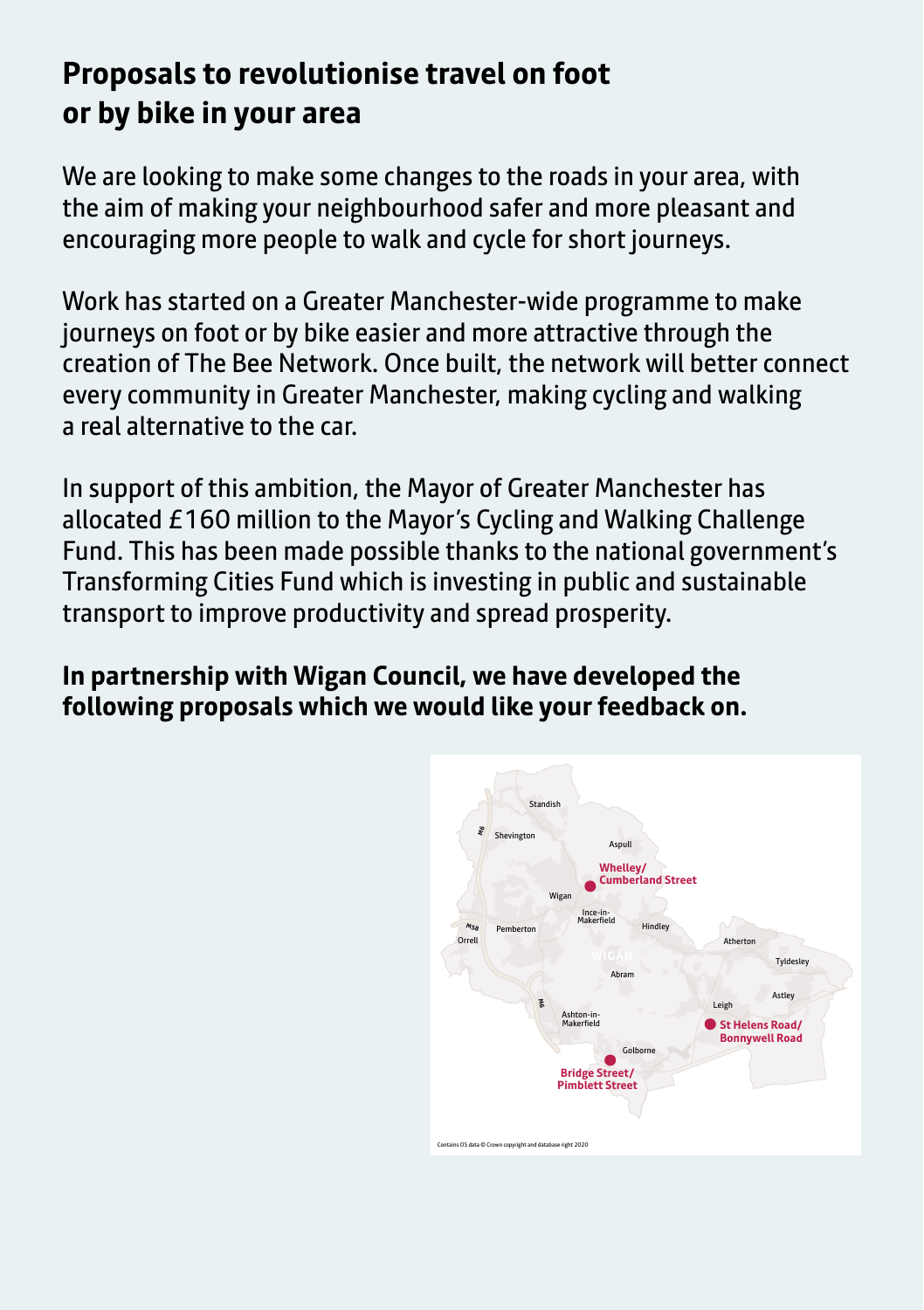## Proposals to revolutionise travel on foot or by bike in your area

We are looking to make some changes to the roads in your area, with the aim of making your neighbourhood safer and more pleasant and encouraging more people to walk and cycle for short journeys.

Work has started on a Greater Manchester-wide programme to make journeys on foot or by bike easier and more attractive through the creation of The Bee Network. Once built, the network will better connect every community in Greater Manchester, making cycling and walking a real alternative to the car.

In support of this ambition, the Mayor of Greater Manchester has allocated £160 million to the Mayor's Cycling and Walking Challenge Fund. This has been made possible thanks to the national government's Transforming Cities Fund which is investing in public and sustainable transport to improve productivity and spread prosperity.

**In partnership with Wigan Council, we have developed the following proposals which we would like your feedback on.**

Standish
Shevington
Aspull
**Whelley/ Cumberland Street**
Wigan
Ince-in-Makerfield
Hindley
M58
Orrell
Pemberton
Atherton
WIGAN
Tyldesley
Abram
Astley
Leigh
Ashton-in-Makerfield
**St Helens Road/ Bonnywell Road**
Golborne
**Bridge Street/ Pimblett Street**
M6

Contains OS data © Crown copyright and database right 2020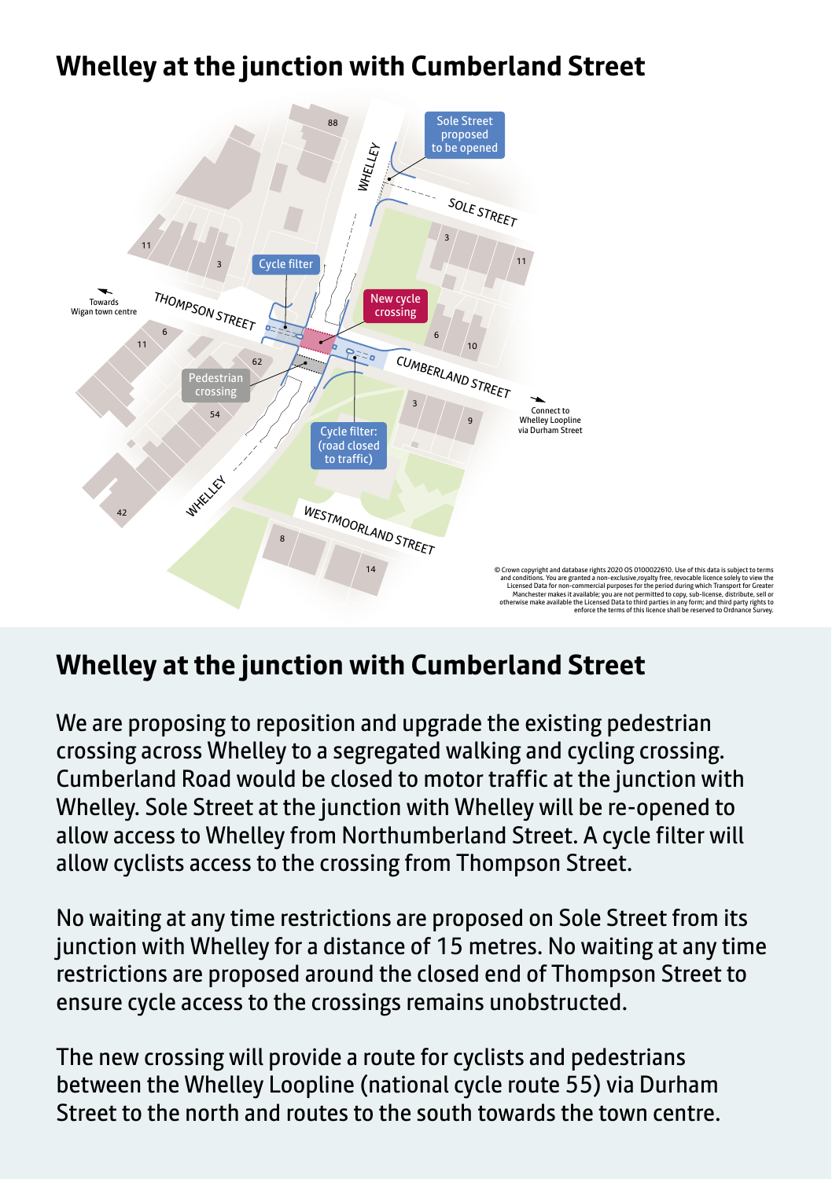# Whelley at the junction with Cumberland Street

Sole Street proposed to be opened

WHELLEY

SOLE STREET

Cycle filter

New cycle crossing

THOMPSON STREET

Towards Wigan town centre

CUMBERLAND STREET

Connect to Whelley Loopline via Durham Street

Pedestrian crossing

Cycle filter: (road closed to traffic)

WESTMOORLAND STREET

© Crown copyright and database rights 2020 OS 0100022610. Use of this data is subject to terms and conditions. You are granted a non-exclusive,royalty free, revocable licence solely to view the Licensed Data for non-commercial purposes for the period during which Transport for Greater Manchester makes it available; you are not permitted to copy, sub-license, distribute, sell or otherwise make available the Licensed Data to third parties in any form; and third party rights to enforce the terms of this licence shall be reserved to Ordnance Survey.

## Whelley at the junction with Cumberland Street

We are proposing to reposition and upgrade the existing pedestrian crossing across Whelley to a segregated walking and cycling crossing. Cumberland Road would be closed to motor traffic at the junction with Whelley. Sole Street at the junction with Whelley will be re-opened to allow access to Whelley from Northumberland Street. A cycle filter will allow cyclists access to the crossing from Thompson Street.

No waiting at any time restrictions are proposed on Sole Street from its junction with Whelley for a distance of 15 metres. No waiting at any time restrictions are proposed around the closed end of Thompson Street to ensure cycle access to the crossings remains unobstructed.

The new crossing will provide a route for cyclists and pedestrians between the Whelley Loopline (national cycle route 55) via Durham Street to the north and routes to the south towards the town centre.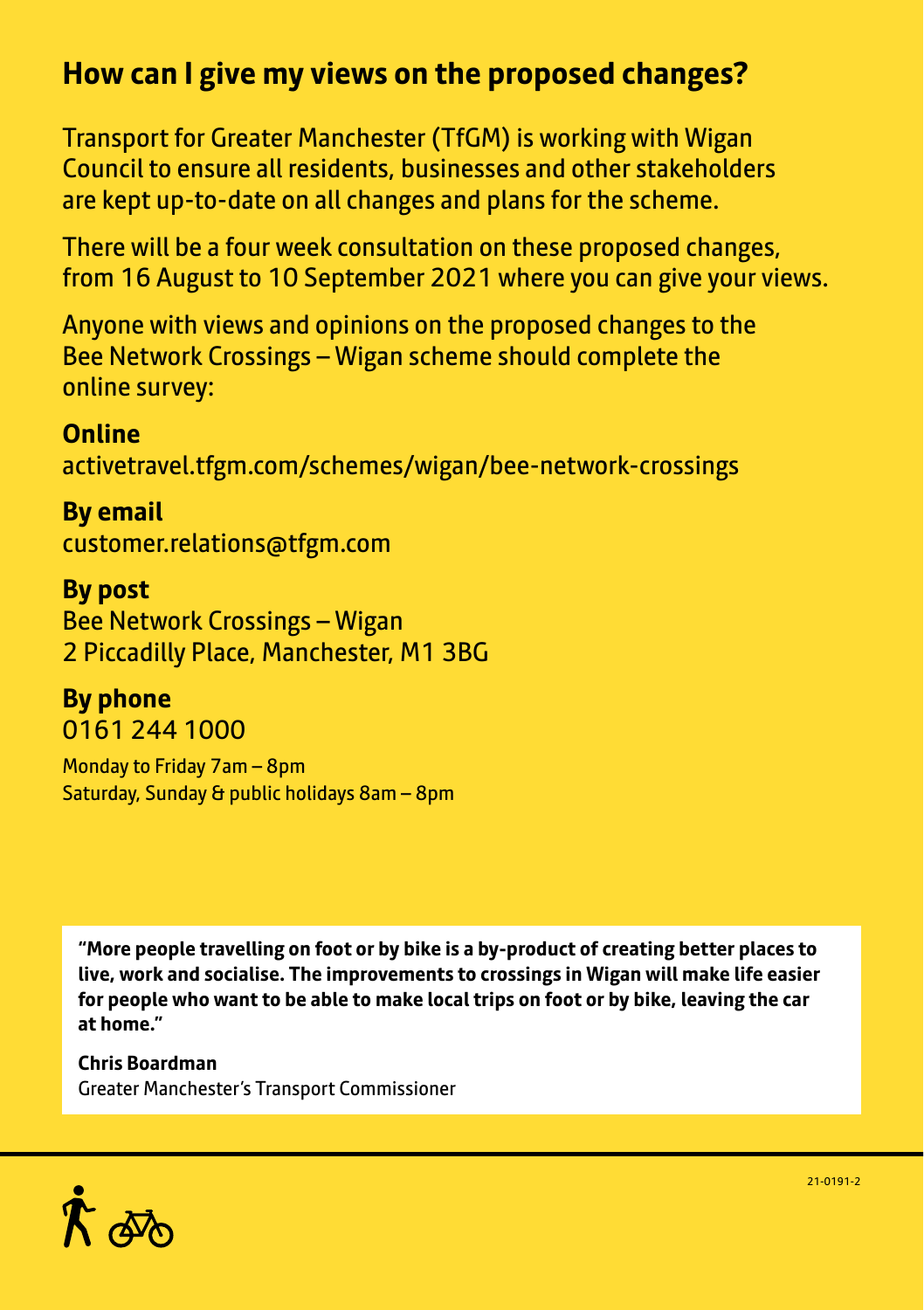## How can I give my views on the proposed changes?

Transport for Greater Manchester (TfGM) is working with Wigan Council to ensure all residents, businesses and other stakeholders are kept up-to-date on all changes and plans for the scheme.

There will be a four week consultation on these proposed changes, from 16 August to 10 September 2021 where you can give your views.

Anyone with views and opinions on the proposed changes to the Bee Network Crossings – Wigan scheme should complete the online survey:

**Online**
activetravel.tfgm.com/schemes/wigan/bee-network-crossings

**By email**
customer.relations@tfgm.com

**By post**
Bee Network Crossings – Wigan
2 Piccadilly Place, Manchester, M1 3BG

**By phone**
0161 244 1000

Monday to Friday 7am – 8pm
Saturday, Sunday & public holidays 8am – 8pm

**"More people travelling on foot or by bike is a by-product of creating better places to live, work and socialise. The improvements to crossings in Wigan will make life easier for people who want to be able to make local trips on foot or by bike, leaving the car at home."**

**Chris Boardman**
Greater Manchester's Transport Commissioner

21-0191-2